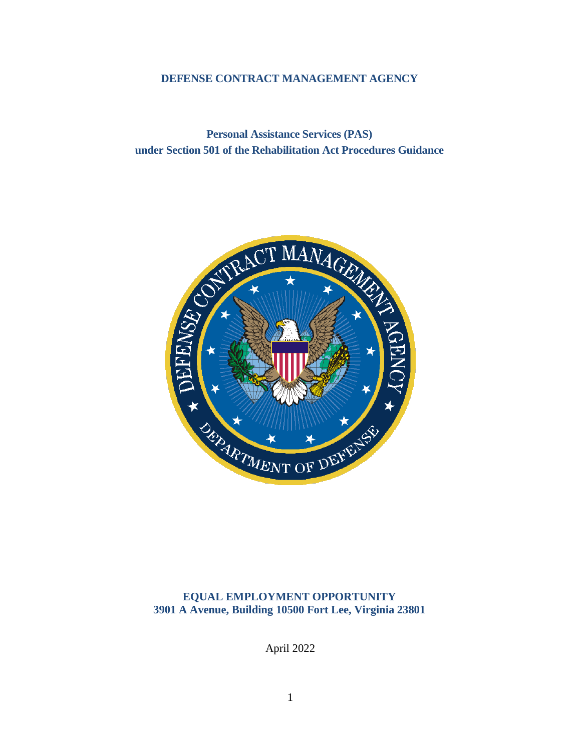# DEFENSE CONTRACT MANAGEMENT AGENCY

## Personal Assistance Services (PAS) under Section 501 of the Rehabilitation Act Procedures Guidance

**EQUAL EMPLOYMENT OPPORTUNITY**
**3901 A Avenue, Building 10500 Fort Lee, Virginia 23801**

April 2022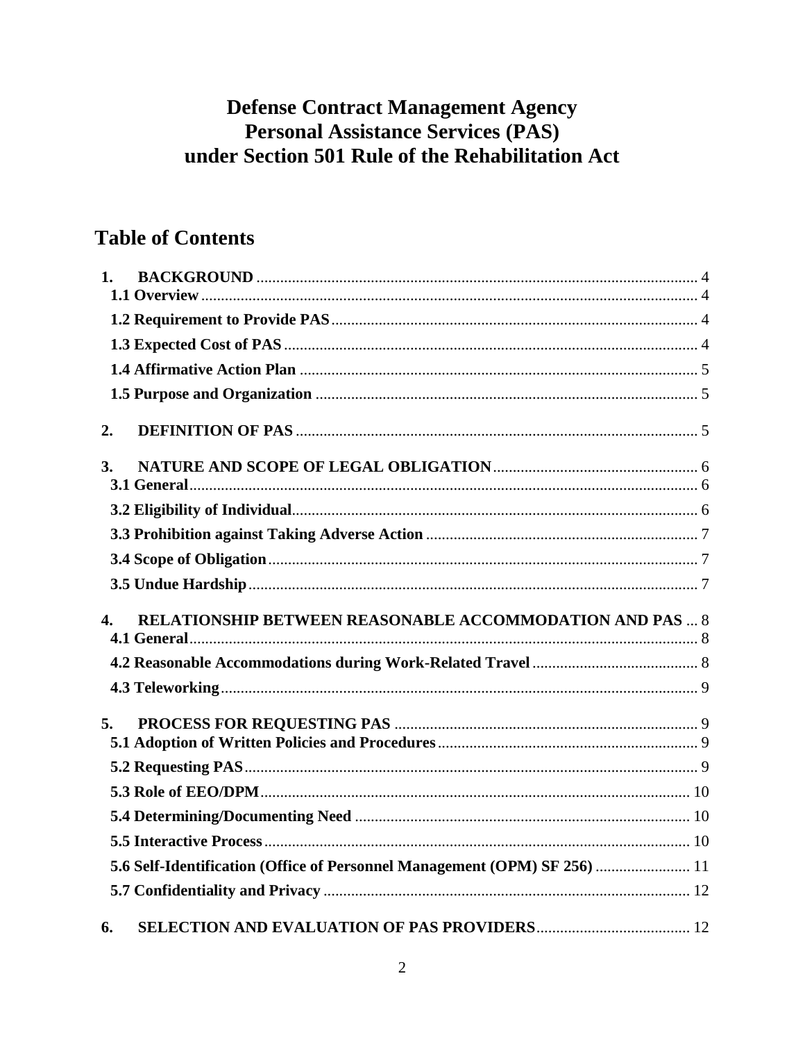# Defense Contract Management Agency
# Personal Assistance Services (PAS)
# under Section 501 Rule of the Rehabilitation Act

## Table of Contents

**1. BACKGROUND** ............ 4
- **1.1 Overview** ............ 4
- **1.2 Requirement to Provide PAS** ............ 4
- **1.3 Expected Cost of PAS** ............ 4
- **1.4 Affirmative Action Plan** ............ 5
- **1.5 Purpose and Organization** ............ 5

**2. DEFINITION OF PAS** ............ 5

**3. NATURE AND SCOPE OF LEGAL OBLIGATION** ............ 6
- **3.1 General** ............ 6
- **3.2 Eligibility of Individual** ............ 6
- **3.3 Prohibition against Taking Adverse Action** ............ 7
- **3.4 Scope of Obligation** ............ 7
- **3.5 Undue Hardship** ............ 7

**4. RELATIONSHIP BETWEEN REASONABLE ACCOMMODATION AND PAS** ............ 8
- **4.1 General** ............ 8
- **4.2 Reasonable Accommodations during Work-Related Travel** ............ 8
- **4.3 Teleworking** ............ 9

**5. PROCESS FOR REQUESTING PAS** ............ 9
- **5.1 Adoption of Written Policies and Procedures** ............ 9
- **5.2 Requesting PAS** ............ 9
- **5.3 Role of EEO/DPM** ............ 10
- **5.4 Determining/Documenting Need** ............ 10
- **5.5 Interactive Process** ............ 10
- **5.6 Self-Identification (Office of Personnel Management (OPM) SF 256)** ............ 11
- **5.7 Confidentiality and Privacy** ............ 12

**6. SELECTION AND EVALUATION OF PAS PROVIDERS** ............ 12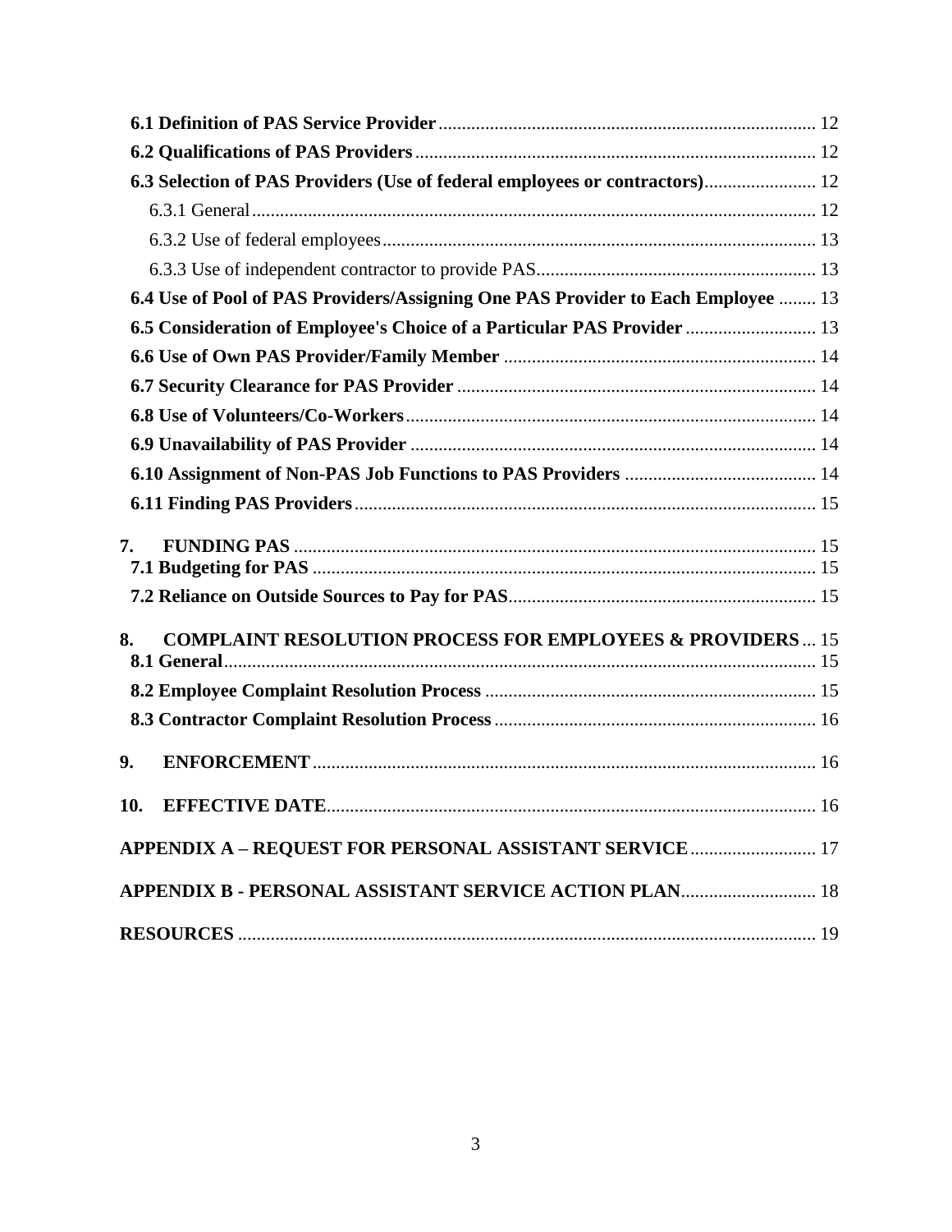**6.1 Definition of PAS Service Provider** ..... 12

**6.2 Qualifications of PAS Providers** ..... 12

**6.3 Selection of PAS Providers (Use of federal employees or contractors)** ..... 12

6.3.1 General ..... 12

6.3.2 Use of federal employees ..... 13

6.3.3 Use of independent contractor to provide PAS ..... 13

**6.4 Use of Pool of PAS Providers/Assigning One PAS Provider to Each Employee** ..... 13

**6.5 Consideration of Employee's Choice of a Particular PAS Provider** ..... 13

**6.6 Use of Own PAS Provider/Family Member** ..... 14

**6.7 Security Clearance for PAS Provider** ..... 14

**6.8 Use of Volunteers/Co-Workers** ..... 14

**6.9 Unavailability of PAS Provider** ..... 14

**6.10 Assignment of Non-PAS Job Functions to PAS Providers** ..... 14

**6.11 Finding PAS Providers** ..... 15

**7. FUNDING PAS** ..... 15

**7.1 Budgeting for PAS** ..... 15

**7.2 Reliance on Outside Sources to Pay for PAS** ..... 15

**8. COMPLAINT RESOLUTION PROCESS FOR EMPLOYEES & PROVIDERS** ..... 15

**8.1 General** ..... 15

**8.2 Employee Complaint Resolution Process** ..... 15

**8.3 Contractor Complaint Resolution Process** ..... 16

**9. ENFORCEMENT** ..... 16

**10. EFFECTIVE DATE** ..... 16

**APPENDIX A – REQUEST FOR PERSONAL ASSISTANT SERVICE** ..... 17

**APPENDIX B - PERSONAL ASSISTANT SERVICE ACTION PLAN** ..... 18

**RESOURCES** ..... 19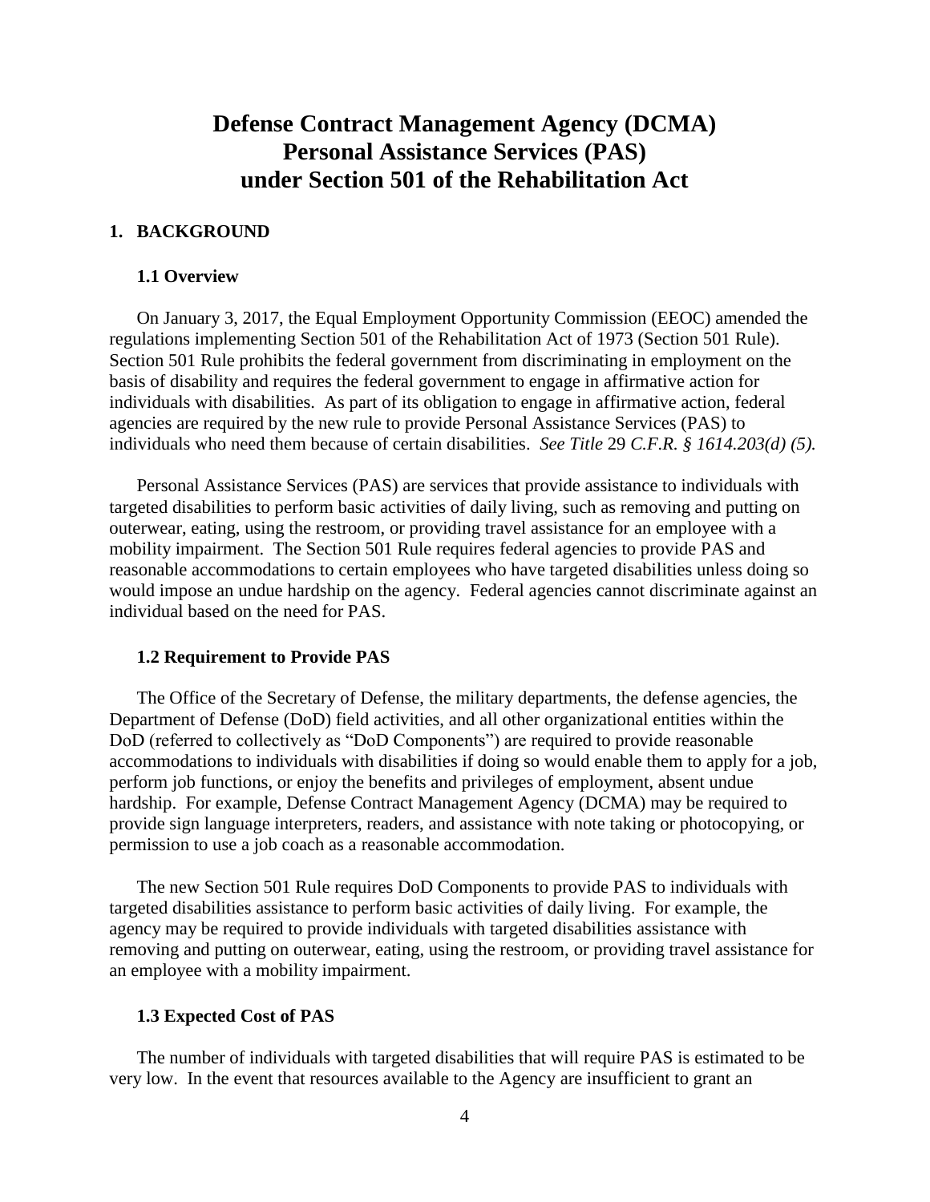# Defense Contract Management Agency (DCMA) Personal Assistance Services (PAS) under Section 501 of the Rehabilitation Act

## 1. BACKGROUND

### 1.1 Overview

On January 3, 2017, the Equal Employment Opportunity Commission (EEOC) amended the regulations implementing Section 501 of the Rehabilitation Act of 1973 (Section 501 Rule). Section 501 Rule prohibits the federal government from discriminating in employment on the basis of disability and requires the federal government to engage in affirmative action for individuals with disabilities. As part of its obligation to engage in affirmative action, federal agencies are required by the new rule to provide Personal Assistance Services (PAS) to individuals who need them because of certain disabilities. *See Title* 29 *C.F.R. § 1614.203(d) (5).*

Personal Assistance Services (PAS) are services that provide assistance to individuals with targeted disabilities to perform basic activities of daily living, such as removing and putting on outerwear, eating, using the restroom, or providing travel assistance for an employee with a mobility impairment. The Section 501 Rule requires federal agencies to provide PAS and reasonable accommodations to certain employees who have targeted disabilities unless doing so would impose an undue hardship on the agency. Federal agencies cannot discriminate against an individual based on the need for PAS.

### 1.2 Requirement to Provide PAS

The Office of the Secretary of Defense, the military departments, the defense agencies, the Department of Defense (DoD) field activities, and all other organizational entities within the DoD (referred to collectively as "DoD Components") are required to provide reasonable accommodations to individuals with disabilities if doing so would enable them to apply for a job, perform job functions, or enjoy the benefits and privileges of employment, absent undue hardship. For example, Defense Contract Management Agency (DCMA) may be required to provide sign language interpreters, readers, and assistance with note taking or photocopying, or permission to use a job coach as a reasonable accommodation.

The new Section 501 Rule requires DoD Components to provide PAS to individuals with targeted disabilities assistance to perform basic activities of daily living. For example, the agency may be required to provide individuals with targeted disabilities assistance with removing and putting on outerwear, eating, using the restroom, or providing travel assistance for an employee with a mobility impairment.

### 1.3 Expected Cost of PAS

The number of individuals with targeted disabilities that will require PAS is estimated to be very low. In the event that resources available to the Agency are insufficient to grant an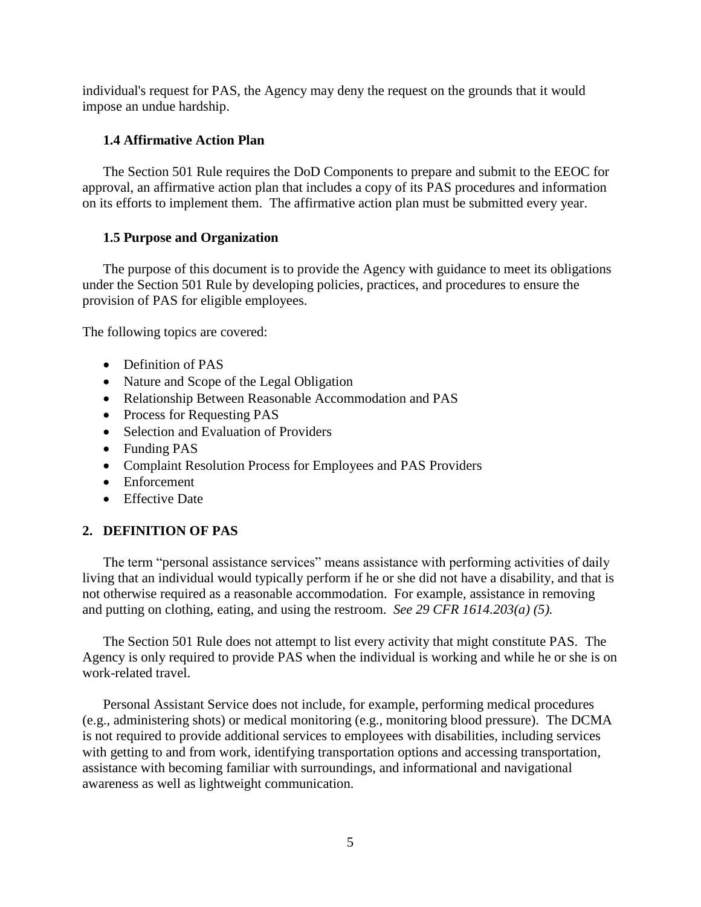individual's request for PAS, the Agency may deny the request on the grounds that it would impose an undue hardship.

### 1.4 Affirmative Action Plan

The Section 501 Rule requires the DoD Components to prepare and submit to the EEOC for approval, an affirmative action plan that includes a copy of its PAS procedures and information on its efforts to implement them. The affirmative action plan must be submitted every year.

### 1.5 Purpose and Organization

The purpose of this document is to provide the Agency with guidance to meet its obligations under the Section 501 Rule by developing policies, practices, and procedures to ensure the provision of PAS for eligible employees.

The following topics are covered:

- Definition of PAS
- Nature and Scope of the Legal Obligation
- Relationship Between Reasonable Accommodation and PAS
- Process for Requesting PAS
- Selection and Evaluation of Providers
- Funding PAS
- Complaint Resolution Process for Employees and PAS Providers
- Enforcement
- Effective Date

## 2. DEFINITION OF PAS

The term "personal assistance services" means assistance with performing activities of daily living that an individual would typically perform if he or she did not have a disability, and that is not otherwise required as a reasonable accommodation. For example, assistance in removing and putting on clothing, eating, and using the restroom. *See 29 CFR 1614.203(a) (5).*

The Section 501 Rule does not attempt to list every activity that might constitute PAS. The Agency is only required to provide PAS when the individual is working and while he or she is on work-related travel.

Personal Assistant Service does not include, for example, performing medical procedures (e.g., administering shots) or medical monitoring (e.g., monitoring blood pressure). The DCMA is not required to provide additional services to employees with disabilities, including services with getting to and from work, identifying transportation options and accessing transportation, assistance with becoming familiar with surroundings, and informational and navigational awareness as well as lightweight communication.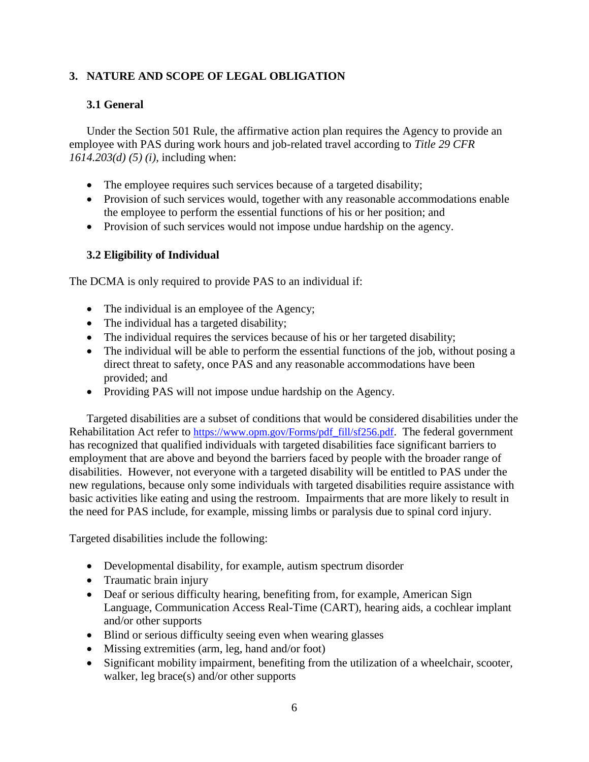## 3. NATURE AND SCOPE OF LEGAL OBLIGATION

### 3.1 General

Under the Section 501 Rule, the affirmative action plan requires the Agency to provide an employee with PAS during work hours and job-related travel according to *Title 29 CFR 1614.203(d) (5) (i)*, including when:

- The employee requires such services because of a targeted disability;
- Provision of such services would, together with any reasonable accommodations enable the employee to perform the essential functions of his or her position; and
- Provision of such services would not impose undue hardship on the agency.

### 3.2 Eligibility of Individual

The DCMA is only required to provide PAS to an individual if:

- The individual is an employee of the Agency;
- The individual has a targeted disability;
- The individual requires the services because of his or her targeted disability;
- The individual will be able to perform the essential functions of the job, without posing a direct threat to safety, once PAS and any reasonable accommodations have been provided; and
- Providing PAS will not impose undue hardship on the Agency.

Targeted disabilities are a subset of conditions that would be considered disabilities under the Rehabilitation Act refer to https://www.opm.gov/Forms/pdf_fill/sf256.pdf. The federal government has recognized that qualified individuals with targeted disabilities face significant barriers to employment that are above and beyond the barriers faced by people with the broader range of disabilities. However, not everyone with a targeted disability will be entitled to PAS under the new regulations, because only some individuals with targeted disabilities require assistance with basic activities like eating and using the restroom. Impairments that are more likely to result in the need for PAS include, for example, missing limbs or paralysis due to spinal cord injury.

Targeted disabilities include the following:

- Developmental disability, for example, autism spectrum disorder
- Traumatic brain injury
- Deaf or serious difficulty hearing, benefiting from, for example, American Sign Language, Communication Access Real-Time (CART), hearing aids, a cochlear implant and/or other supports
- Blind or serious difficulty seeing even when wearing glasses
- Missing extremities (arm, leg, hand and/or foot)
- Significant mobility impairment, benefiting from the utilization of a wheelchair, scooter, walker, leg brace(s) and/or other supports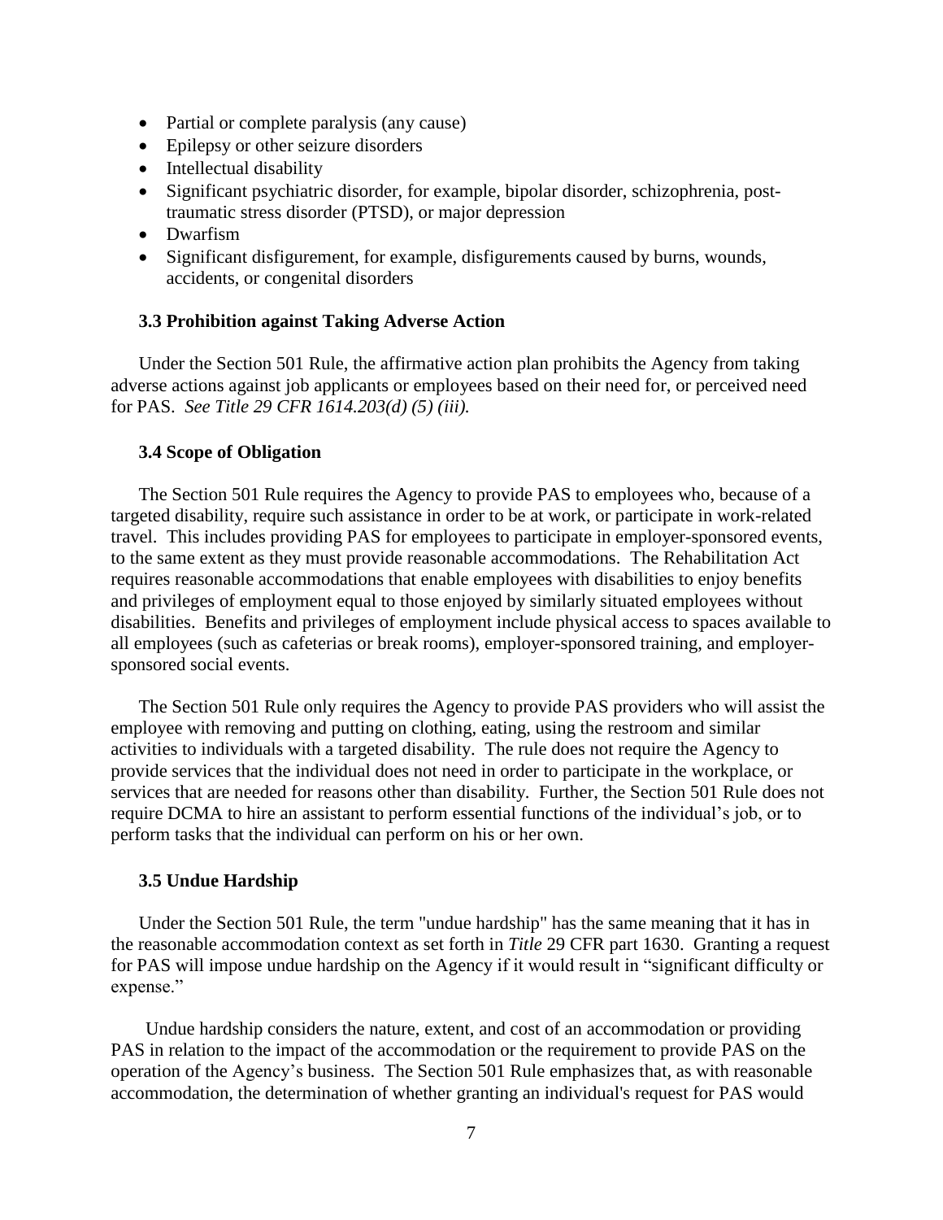- Partial or complete paralysis (any cause)
- Epilepsy or other seizure disorders
- Intellectual disability
- Significant psychiatric disorder, for example, bipolar disorder, schizophrenia, post-traumatic stress disorder (PTSD), or major depression
- Dwarfism
- Significant disfigurement, for example, disfigurements caused by burns, wounds, accidents, or congenital disorders

### 3.3 Prohibition against Taking Adverse Action

Under the Section 501 Rule, the affirmative action plan prohibits the Agency from taking adverse actions against job applicants or employees based on their need for, or perceived need for PAS. *See Title 29 CFR 1614.203(d) (5) (iii).*

### 3.4 Scope of Obligation

The Section 501 Rule requires the Agency to provide PAS to employees who, because of a targeted disability, require such assistance in order to be at work, or participate in work-related travel. This includes providing PAS for employees to participate in employer-sponsored events, to the same extent as they must provide reasonable accommodations. The Rehabilitation Act requires reasonable accommodations that enable employees with disabilities to enjoy benefits and privileges of employment equal to those enjoyed by similarly situated employees without disabilities. Benefits and privileges of employment include physical access to spaces available to all employees (such as cafeterias or break rooms), employer-sponsored training, and employer-sponsored social events.

The Section 501 Rule only requires the Agency to provide PAS providers who will assist the employee with removing and putting on clothing, eating, using the restroom and similar activities to individuals with a targeted disability. The rule does not require the Agency to provide services that the individual does not need in order to participate in the workplace, or services that are needed for reasons other than disability. Further, the Section 501 Rule does not require DCMA to hire an assistant to perform essential functions of the individual's job, or to perform tasks that the individual can perform on his or her own.

### 3.5 Undue Hardship

Under the Section 501 Rule, the term "undue hardship" has the same meaning that it has in the reasonable accommodation context as set forth in *Title* 29 CFR part 1630. Granting a request for PAS will impose undue hardship on the Agency if it would result in "significant difficulty or expense."

Undue hardship considers the nature, extent, and cost of an accommodation or providing PAS in relation to the impact of the accommodation or the requirement to provide PAS on the operation of the Agency's business. The Section 501 Rule emphasizes that, as with reasonable accommodation, the determination of whether granting an individual's request for PAS would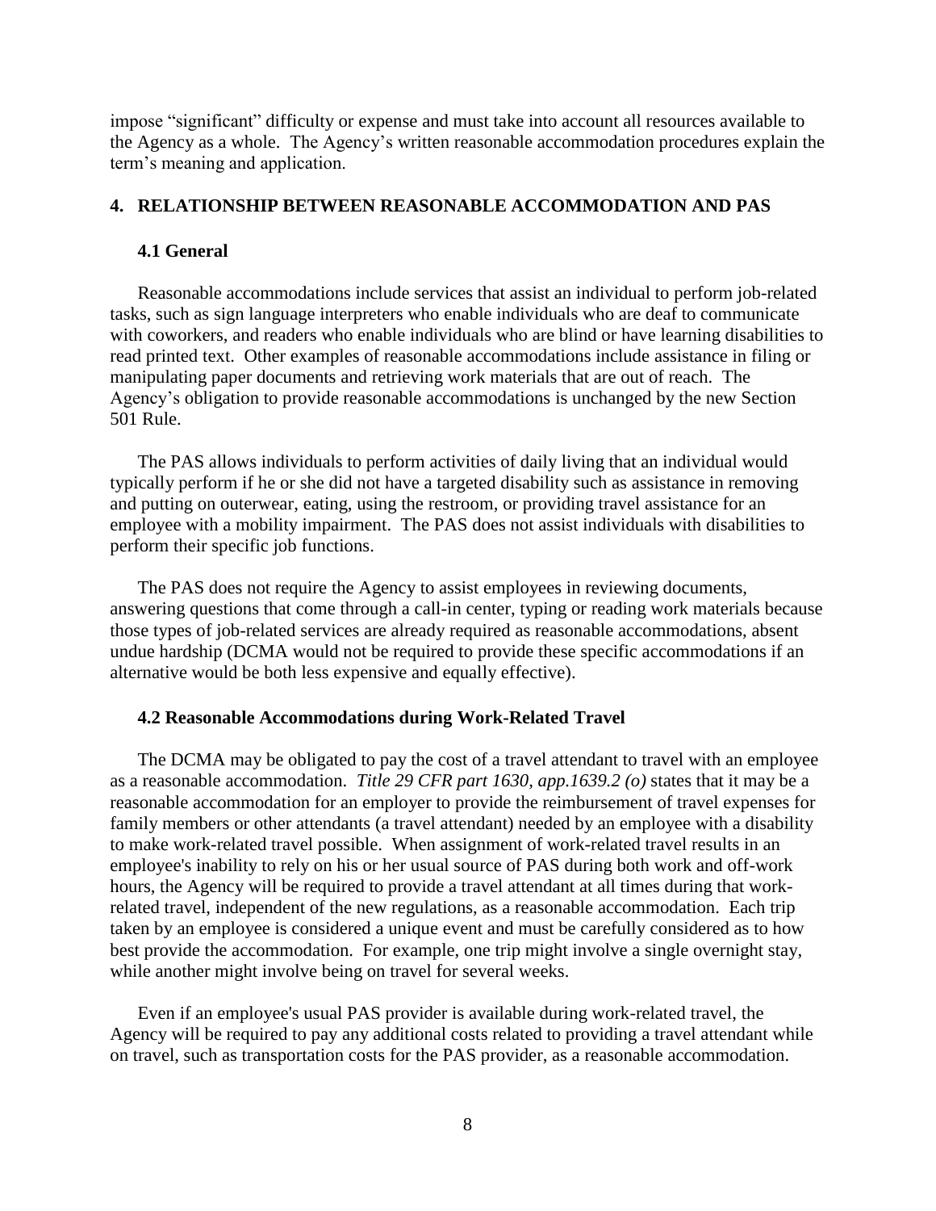impose "significant" difficulty or expense and must take into account all resources available to the Agency as a whole. The Agency's written reasonable accommodation procedures explain the term's meaning and application.

## 4. RELATIONSHIP BETWEEN REASONABLE ACCOMMODATION AND PAS

### 4.1 General

Reasonable accommodations include services that assist an individual to perform job-related tasks, such as sign language interpreters who enable individuals who are deaf to communicate with coworkers, and readers who enable individuals who are blind or have learning disabilities to read printed text. Other examples of reasonable accommodations include assistance in filing or manipulating paper documents and retrieving work materials that are out of reach. The Agency's obligation to provide reasonable accommodations is unchanged by the new Section 501 Rule.

The PAS allows individuals to perform activities of daily living that an individual would typically perform if he or she did not have a targeted disability such as assistance in removing and putting on outerwear, eating, using the restroom, or providing travel assistance for an employee with a mobility impairment. The PAS does not assist individuals with disabilities to perform their specific job functions.

The PAS does not require the Agency to assist employees in reviewing documents, answering questions that come through a call-in center, typing or reading work materials because those types of job-related services are already required as reasonable accommodations, absent undue hardship (DCMA would not be required to provide these specific accommodations if an alternative would be both less expensive and equally effective).

### 4.2 Reasonable Accommodations during Work-Related Travel

The DCMA may be obligated to pay the cost of a travel attendant to travel with an employee as a reasonable accommodation. *Title 29 CFR part 1630, app.1639.2 (o)* states that it may be a reasonable accommodation for an employer to provide the reimbursement of travel expenses for family members or other attendants (a travel attendant) needed by an employee with a disability to make work-related travel possible. When assignment of work-related travel results in an employee's inability to rely on his or her usual source of PAS during both work and off-work hours, the Agency will be required to provide a travel attendant at all times during that work-related travel, independent of the new regulations, as a reasonable accommodation. Each trip taken by an employee is considered a unique event and must be carefully considered as to how best provide the accommodation. For example, one trip might involve a single overnight stay, while another might involve being on travel for several weeks.

Even if an employee's usual PAS provider is available during work-related travel, the Agency will be required to pay any additional costs related to providing a travel attendant while on travel, such as transportation costs for the PAS provider, as a reasonable accommodation.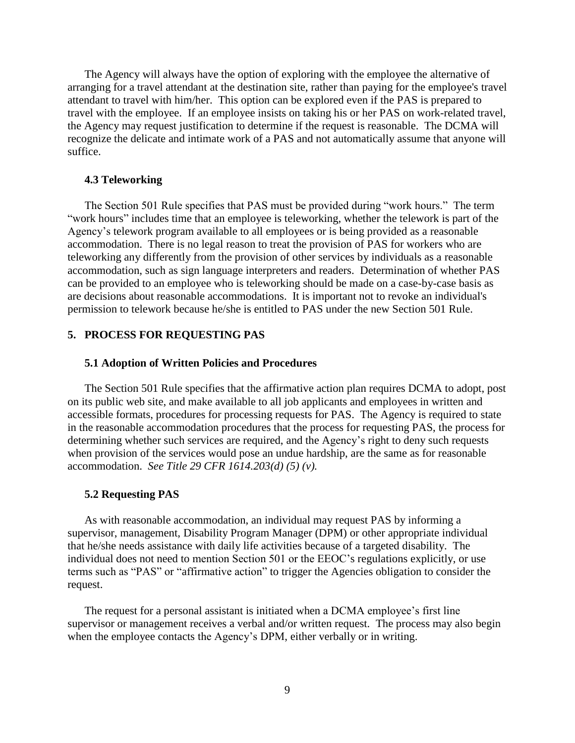The Agency will always have the option of exploring with the employee the alternative of arranging for a travel attendant at the destination site, rather than paying for the employee's travel attendant to travel with him/her. This option can be explored even if the PAS is prepared to travel with the employee. If an employee insists on taking his or her PAS on work-related travel, the Agency may request justification to determine if the request is reasonable. The DCMA will recognize the delicate and intimate work of a PAS and not automatically assume that anyone will suffice.

### 4.3 Teleworking

The Section 501 Rule specifies that PAS must be provided during "work hours." The term "work hours" includes time that an employee is teleworking, whether the telework is part of the Agency's telework program available to all employees or is being provided as a reasonable accommodation. There is no legal reason to treat the provision of PAS for workers who are teleworking any differently from the provision of other services by individuals as a reasonable accommodation, such as sign language interpreters and readers. Determination of whether PAS can be provided to an employee who is teleworking should be made on a case-by-case basis as are decisions about reasonable accommodations. It is important not to revoke an individual's permission to telework because he/she is entitled to PAS under the new Section 501 Rule.

## 5. PROCESS FOR REQUESTING PAS

### 5.1 Adoption of Written Policies and Procedures

The Section 501 Rule specifies that the affirmative action plan requires DCMA to adopt, post on its public web site, and make available to all job applicants and employees in written and accessible formats, procedures for processing requests for PAS. The Agency is required to state in the reasonable accommodation procedures that the process for requesting PAS, the process for determining whether such services are required, and the Agency's right to deny such requests when provision of the services would pose an undue hardship, are the same as for reasonable accommodation. *See Title 29 CFR 1614.203(d) (5) (v).*

### 5.2 Requesting PAS

As with reasonable accommodation, an individual may request PAS by informing a supervisor, management, Disability Program Manager (DPM) or other appropriate individual that he/she needs assistance with daily life activities because of a targeted disability. The individual does not need to mention Section 501 or the EEOC's regulations explicitly, or use terms such as "PAS" or "affirmative action" to trigger the Agencies obligation to consider the request.

The request for a personal assistant is initiated when a DCMA employee's first line supervisor or management receives a verbal and/or written request. The process may also begin when the employee contacts the Agency's DPM, either verbally or in writing.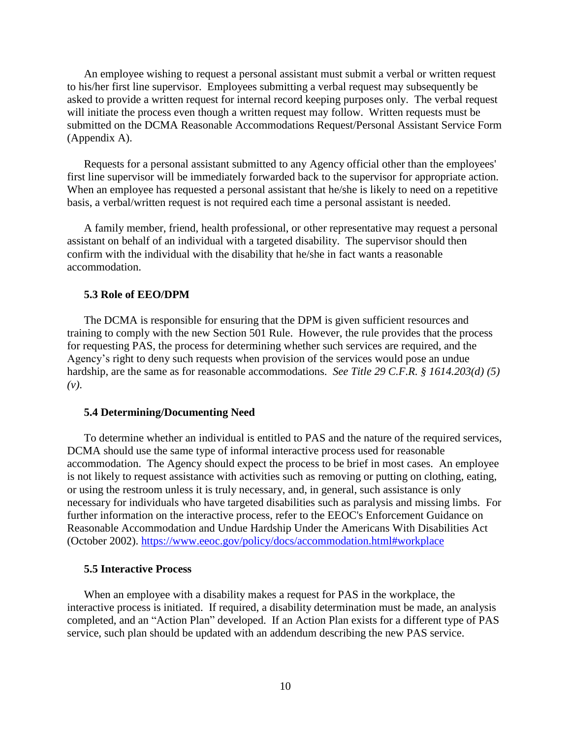An employee wishing to request a personal assistant must submit a verbal or written request to his/her first line supervisor. Employees submitting a verbal request may subsequently be asked to provide a written request for internal record keeping purposes only. The verbal request will initiate the process even though a written request may follow. Written requests must be submitted on the DCMA Reasonable Accommodations Request/Personal Assistant Service Form (Appendix A).

Requests for a personal assistant submitted to any Agency official other than the employees' first line supervisor will be immediately forwarded back to the supervisor for appropriate action. When an employee has requested a personal assistant that he/she is likely to need on a repetitive basis, a verbal/written request is not required each time a personal assistant is needed.

A family member, friend, health professional, or other representative may request a personal assistant on behalf of an individual with a targeted disability. The supervisor should then confirm with the individual with the disability that he/she in fact wants a reasonable accommodation.

### 5.3 Role of EEO/DPM

The DCMA is responsible for ensuring that the DPM is given sufficient resources and training to comply with the new Section 501 Rule. However, the rule provides that the process for requesting PAS, the process for determining whether such services are required, and the Agency's right to deny such requests when provision of the services would pose an undue hardship, are the same as for reasonable accommodations. *See Title 29 C.F.R. § 1614.203(d) (5) (v).*

### 5.4 Determining/Documenting Need

To determine whether an individual is entitled to PAS and the nature of the required services, DCMA should use the same type of informal interactive process used for reasonable accommodation. The Agency should expect the process to be brief in most cases. An employee is not likely to request assistance with activities such as removing or putting on clothing, eating, or using the restroom unless it is truly necessary, and, in general, such assistance is only necessary for individuals who have targeted disabilities such as paralysis and missing limbs. For further information on the interactive process, refer to the EEOC's Enforcement Guidance on Reasonable Accommodation and Undue Hardship Under the Americans With Disabilities Act (October 2002). https://www.eeoc.gov/policy/docs/accommodation.html#workplace

### 5.5 Interactive Process

When an employee with a disability makes a request for PAS in the workplace, the interactive process is initiated. If required, a disability determination must be made, an analysis completed, and an "Action Plan" developed. If an Action Plan exists for a different type of PAS service, such plan should be updated with an addendum describing the new PAS service.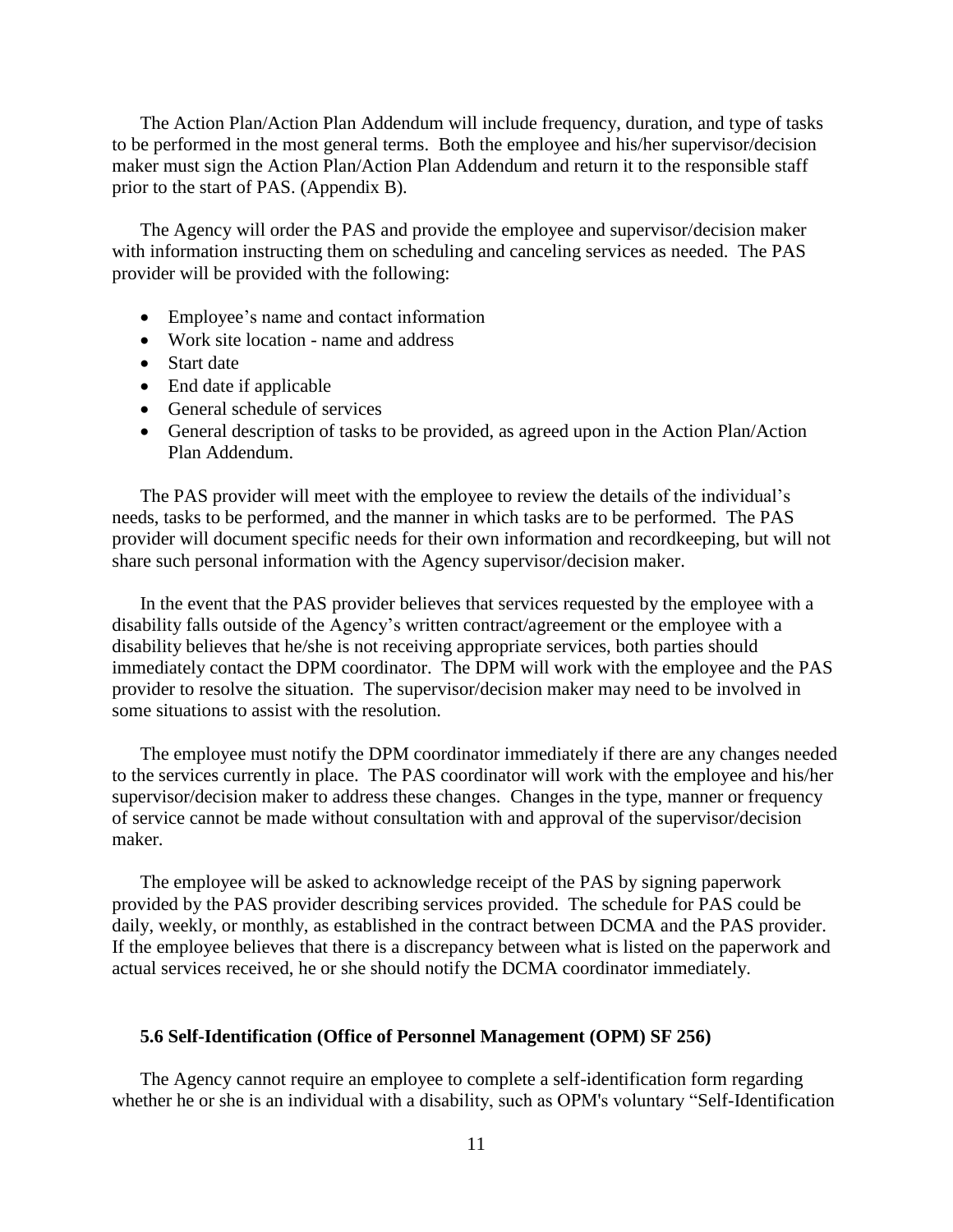The Action Plan/Action Plan Addendum will include frequency, duration, and type of tasks to be performed in the most general terms. Both the employee and his/her supervisor/decision maker must sign the Action Plan/Action Plan Addendum and return it to the responsible staff prior to the start of PAS. (Appendix B).

The Agency will order the PAS and provide the employee and supervisor/decision maker with information instructing them on scheduling and canceling services as needed. The PAS provider will be provided with the following:

- Employee's name and contact information
- Work site location - name and address
- Start date
- End date if applicable
- General schedule of services
- General description of tasks to be provided, as agreed upon in the Action Plan/Action Plan Addendum.

The PAS provider will meet with the employee to review the details of the individual's needs, tasks to be performed, and the manner in which tasks are to be performed. The PAS provider will document specific needs for their own information and recordkeeping, but will not share such personal information with the Agency supervisor/decision maker.

In the event that the PAS provider believes that services requested by the employee with a disability falls outside of the Agency's written contract/agreement or the employee with a disability believes that he/she is not receiving appropriate services, both parties should immediately contact the DPM coordinator. The DPM will work with the employee and the PAS provider to resolve the situation. The supervisor/decision maker may need to be involved in some situations to assist with the resolution.

The employee must notify the DPM coordinator immediately if there are any changes needed to the services currently in place. The PAS coordinator will work with the employee and his/her supervisor/decision maker to address these changes. Changes in the type, manner or frequency of service cannot be made without consultation with and approval of the supervisor/decision maker.

The employee will be asked to acknowledge receipt of the PAS by signing paperwork provided by the PAS provider describing services provided. The schedule for PAS could be daily, weekly, or monthly, as established in the contract between DCMA and the PAS provider. If the employee believes that there is a discrepancy between what is listed on the paperwork and actual services received, he or she should notify the DCMA coordinator immediately.

### 5.6 Self-Identification (Office of Personnel Management (OPM) SF 256)

The Agency cannot require an employee to complete a self-identification form regarding whether he or she is an individual with a disability, such as OPM's voluntary "Self-Identification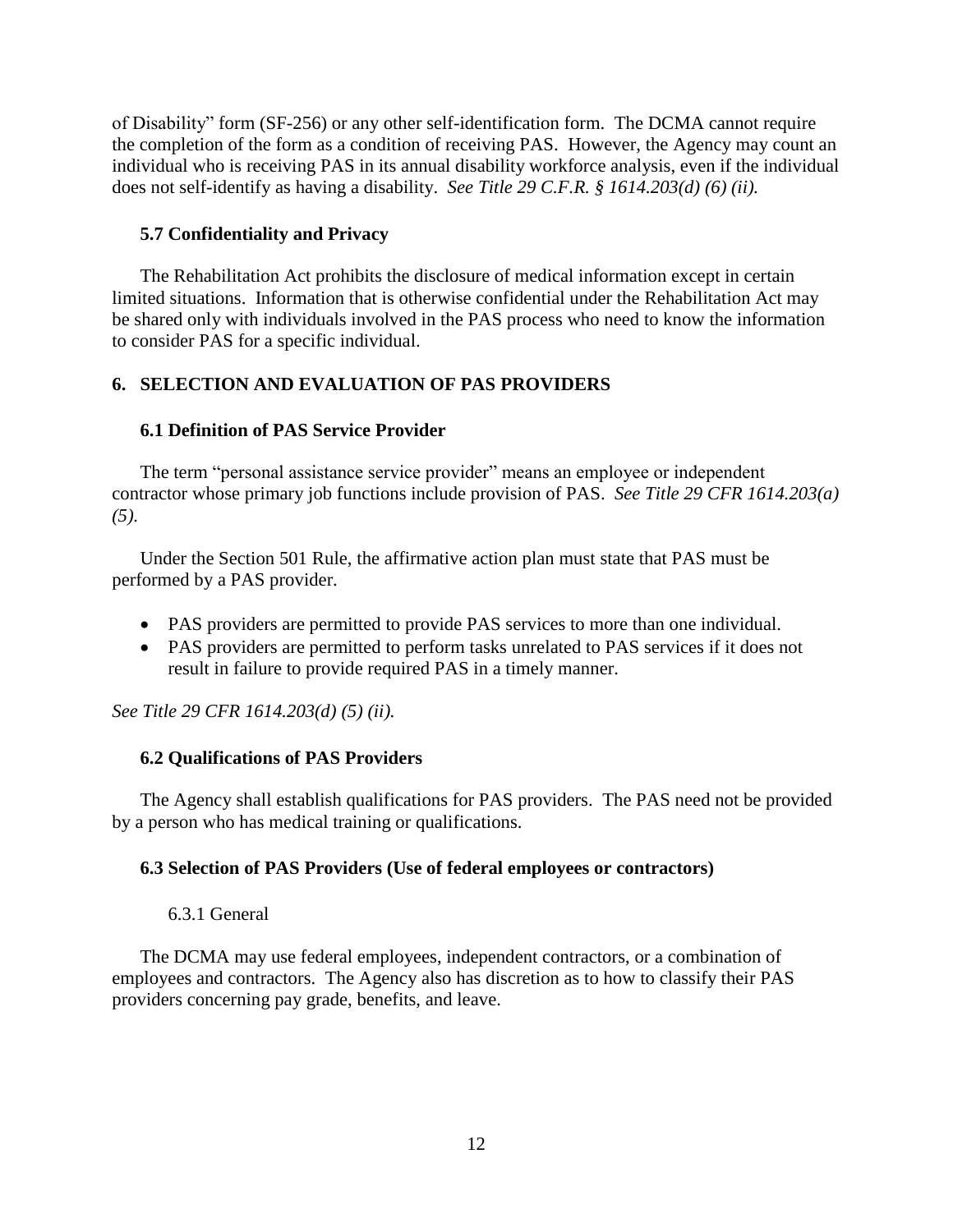of Disability" form (SF-256) or any other self-identification form. The DCMA cannot require the completion of the form as a condition of receiving PAS. However, the Agency may count an individual who is receiving PAS in its annual disability workforce analysis, even if the individual does not self-identify as having a disability. *See Title 29 C.F.R. § 1614.203(d) (6) (ii).*

### 5.7 Confidentiality and Privacy

The Rehabilitation Act prohibits the disclosure of medical information except in certain limited situations. Information that is otherwise confidential under the Rehabilitation Act may be shared only with individuals involved in the PAS process who need to know the information to consider PAS for a specific individual.

## 6. SELECTION AND EVALUATION OF PAS PROVIDERS

### 6.1 Definition of PAS Service Provider

The term "personal assistance service provider" means an employee or independent contractor whose primary job functions include provision of PAS. *See Title 29 CFR 1614.203(a) (5).*

Under the Section 501 Rule, the affirmative action plan must state that PAS must be performed by a PAS provider.

- PAS providers are permitted to provide PAS services to more than one individual.
- PAS providers are permitted to perform tasks unrelated to PAS services if it does not result in failure to provide required PAS in a timely manner.

*See Title 29 CFR 1614.203(d) (5) (ii).*

### 6.2 Qualifications of PAS Providers

The Agency shall establish qualifications for PAS providers. The PAS need not be provided by a person who has medical training or qualifications.

### 6.3 Selection of PAS Providers (Use of federal employees or contractors)

6.3.1 General

The DCMA may use federal employees, independent contractors, or a combination of employees and contractors. The Agency also has discretion as to how to classify their PAS providers concerning pay grade, benefits, and leave.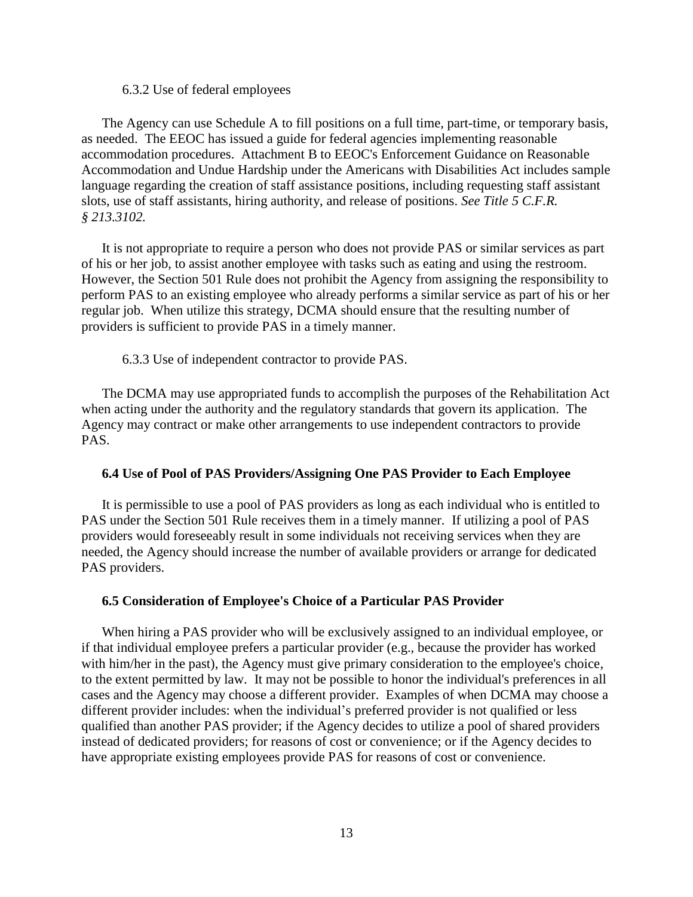6.3.2 Use of federal employees

The Agency can use Schedule A to fill positions on a full time, part-time, or temporary basis, as needed. The EEOC has issued a guide for federal agencies implementing reasonable accommodation procedures. Attachment B to EEOC's Enforcement Guidance on Reasonable Accommodation and Undue Hardship under the Americans with Disabilities Act includes sample language regarding the creation of staff assistance positions, including requesting staff assistant slots, use of staff assistants, hiring authority, and release of positions. *See Title 5 C.F.R. § 213.3102.*

It is not appropriate to require a person who does not provide PAS or similar services as part of his or her job, to assist another employee with tasks such as eating and using the restroom. However, the Section 501 Rule does not prohibit the Agency from assigning the responsibility to perform PAS to an existing employee who already performs a similar service as part of his or her regular job. When utilize this strategy, DCMA should ensure that the resulting number of providers is sufficient to provide PAS in a timely manner.

6.3.3 Use of independent contractor to provide PAS.

The DCMA may use appropriated funds to accomplish the purposes of the Rehabilitation Act when acting under the authority and the regulatory standards that govern its application. The Agency may contract or make other arrangements to use independent contractors to provide PAS.

**6.4 Use of Pool of PAS Providers/Assigning One PAS Provider to Each Employee**

It is permissible to use a pool of PAS providers as long as each individual who is entitled to PAS under the Section 501 Rule receives them in a timely manner. If utilizing a pool of PAS providers would foreseeably result in some individuals not receiving services when they are needed, the Agency should increase the number of available providers or arrange for dedicated PAS providers.

**6.5 Consideration of Employee's Choice of a Particular PAS Provider**

When hiring a PAS provider who will be exclusively assigned to an individual employee, or if that individual employee prefers a particular provider (e.g., because the provider has worked with him/her in the past), the Agency must give primary consideration to the employee's choice, to the extent permitted by law. It may not be possible to honor the individual's preferences in all cases and the Agency may choose a different provider. Examples of when DCMA may choose a different provider includes: when the individual's preferred provider is not qualified or less qualified than another PAS provider; if the Agency decides to utilize a pool of shared providers instead of dedicated providers; for reasons of cost or convenience; or if the Agency decides to have appropriate existing employees provide PAS for reasons of cost or convenience.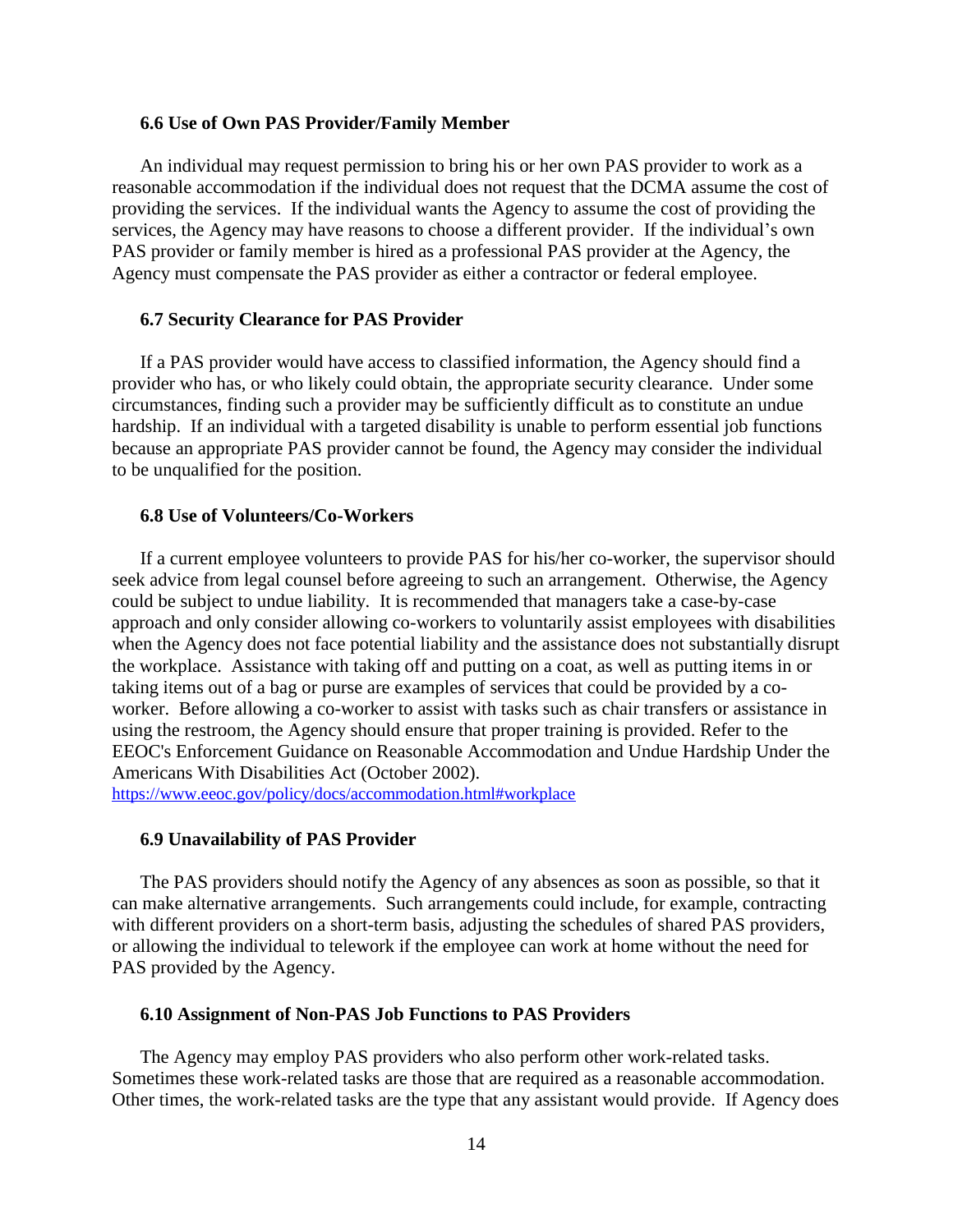### 6.6 Use of Own PAS Provider/Family Member

An individual may request permission to bring his or her own PAS provider to work as a reasonable accommodation if the individual does not request that the DCMA assume the cost of providing the services. If the individual wants the Agency to assume the cost of providing the services, the Agency may have reasons to choose a different provider. If the individual's own PAS provider or family member is hired as a professional PAS provider at the Agency, the Agency must compensate the PAS provider as either a contractor or federal employee.

### 6.7 Security Clearance for PAS Provider

If a PAS provider would have access to classified information, the Agency should find a provider who has, or who likely could obtain, the appropriate security clearance. Under some circumstances, finding such a provider may be sufficiently difficult as to constitute an undue hardship. If an individual with a targeted disability is unable to perform essential job functions because an appropriate PAS provider cannot be found, the Agency may consider the individual to be unqualified for the position.

### 6.8 Use of Volunteers/Co-Workers

If a current employee volunteers to provide PAS for his/her co-worker, the supervisor should seek advice from legal counsel before agreeing to such an arrangement. Otherwise, the Agency could be subject to undue liability. It is recommended that managers take a case-by-case approach and only consider allowing co-workers to voluntarily assist employees with disabilities when the Agency does not face potential liability and the assistance does not substantially disrupt the workplace. Assistance with taking off and putting on a coat, as well as putting items in or taking items out of a bag or purse are examples of services that could be provided by a co-worker. Before allowing a co-worker to assist with tasks such as chair transfers or assistance in using the restroom, the Agency should ensure that proper training is provided. Refer to the EEOC's Enforcement Guidance on Reasonable Accommodation and Undue Hardship Under the Americans With Disabilities Act (October 2002).
https://www.eeoc.gov/policy/docs/accommodation.html#workplace

### 6.9 Unavailability of PAS Provider

The PAS providers should notify the Agency of any absences as soon as possible, so that it can make alternative arrangements. Such arrangements could include, for example, contracting with different providers on a short-term basis, adjusting the schedules of shared PAS providers, or allowing the individual to telework if the employee can work at home without the need for PAS provided by the Agency.

### 6.10 Assignment of Non-PAS Job Functions to PAS Providers

The Agency may employ PAS providers who also perform other work-related tasks. Sometimes these work-related tasks are those that are required as a reasonable accommodation. Other times, the work-related tasks are the type that any assistant would provide. If Agency does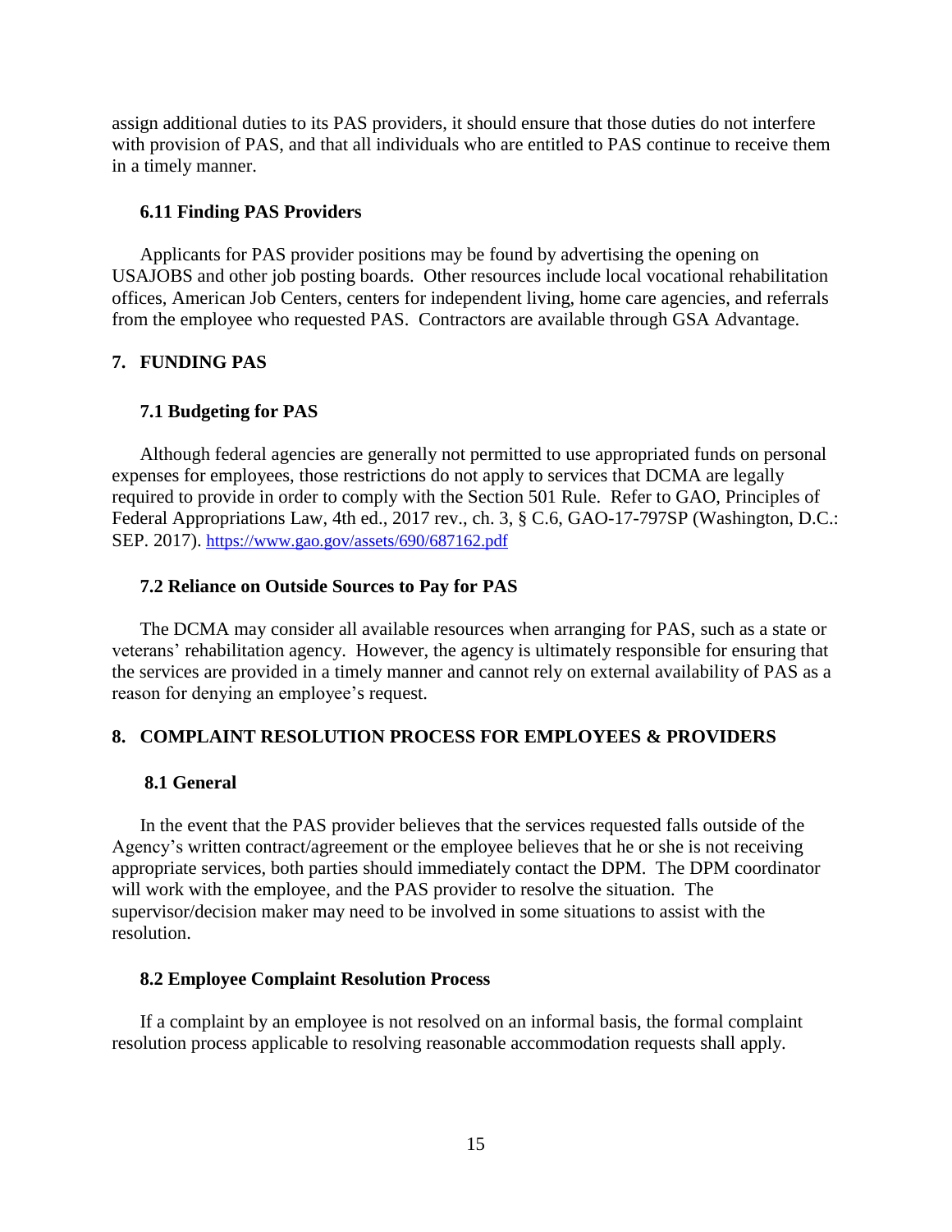assign additional duties to its PAS providers, it should ensure that those duties do not interfere with provision of PAS, and that all individuals who are entitled to PAS continue to receive them in a timely manner.

### 6.11 Finding PAS Providers

Applicants for PAS provider positions may be found by advertising the opening on USAJOBS and other job posting boards. Other resources include local vocational rehabilitation offices, American Job Centers, centers for independent living, home care agencies, and referrals from the employee who requested PAS. Contractors are available through GSA Advantage.

## 7. FUNDING PAS

### 7.1 Budgeting for PAS

Although federal agencies are generally not permitted to use appropriated funds on personal expenses for employees, those restrictions do not apply to services that DCMA are legally required to provide in order to comply with the Section 501 Rule. Refer to GAO, Principles of Federal Appropriations Law, 4th ed., 2017 rev., ch. 3, § C.6, GAO-17-797SP (Washington, D.C.: SEP. 2017). https://www.gao.gov/assets/690/687162.pdf

### 7.2 Reliance on Outside Sources to Pay for PAS

The DCMA may consider all available resources when arranging for PAS, such as a state or veterans' rehabilitation agency. However, the agency is ultimately responsible for ensuring that the services are provided in a timely manner and cannot rely on external availability of PAS as a reason for denying an employee's request.

## 8. COMPLAINT RESOLUTION PROCESS FOR EMPLOYEES & PROVIDERS

### 8.1 General

In the event that the PAS provider believes that the services requested falls outside of the Agency's written contract/agreement or the employee believes that he or she is not receiving appropriate services, both parties should immediately contact the DPM. The DPM coordinator will work with the employee, and the PAS provider to resolve the situation. The supervisor/decision maker may need to be involved in some situations to assist with the resolution.

### 8.2 Employee Complaint Resolution Process

If a complaint by an employee is not resolved on an informal basis, the formal complaint resolution process applicable to resolving reasonable accommodation requests shall apply.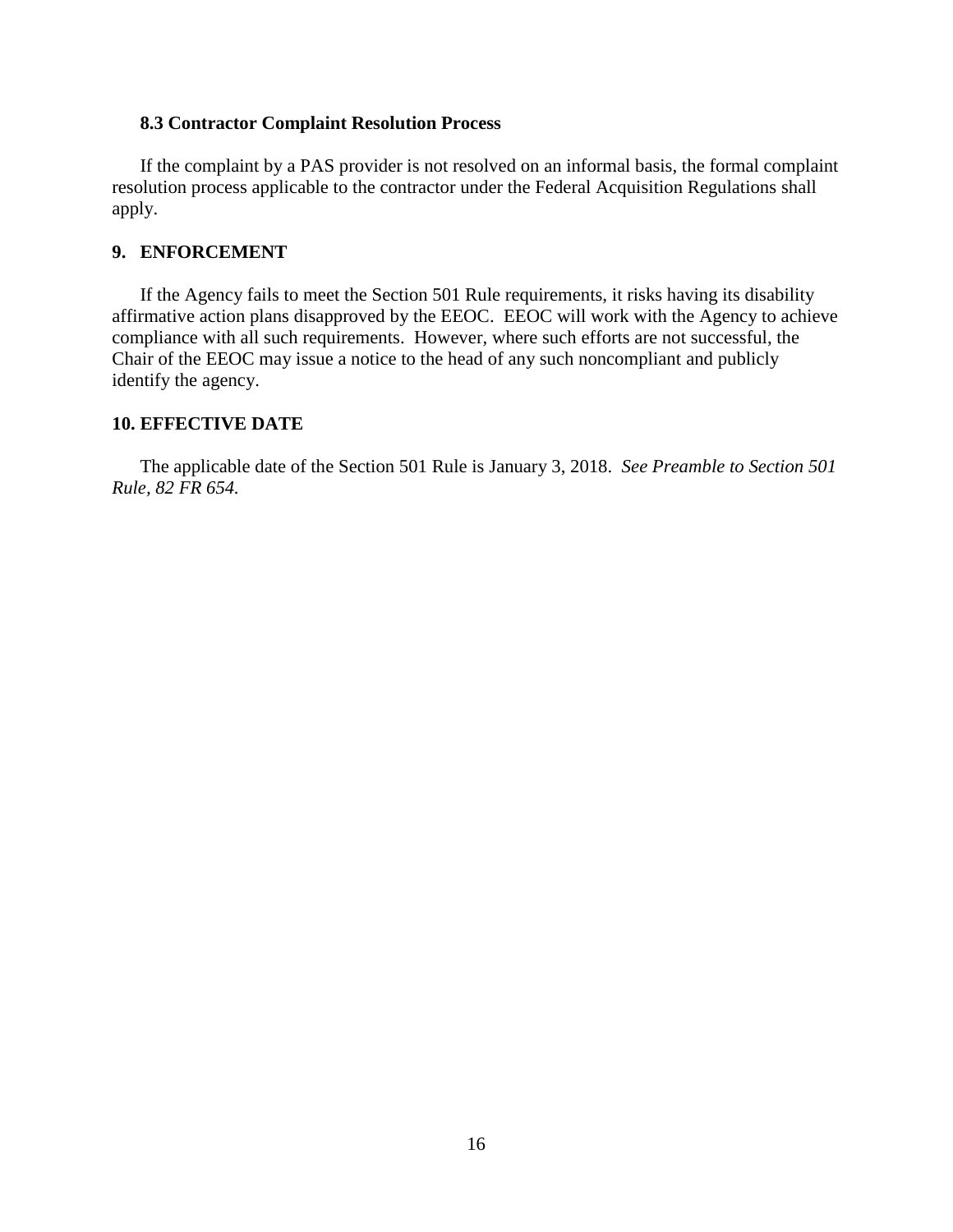### 8.3 Contractor Complaint Resolution Process

If the complaint by a PAS provider is not resolved on an informal basis, the formal complaint resolution process applicable to the contractor under the Federal Acquisition Regulations shall apply.

## 9. ENFORCEMENT

If the Agency fails to meet the Section 501 Rule requirements, it risks having its disability affirmative action plans disapproved by the EEOC. EEOC will work with the Agency to achieve compliance with all such requirements. However, where such efforts are not successful, the Chair of the EEOC may issue a notice to the head of any such noncompliant and publicly identify the agency.

## 10. EFFECTIVE DATE

The applicable date of the Section 501 Rule is January 3, 2018. *See Preamble to Section 501 Rule, 82 FR 654.*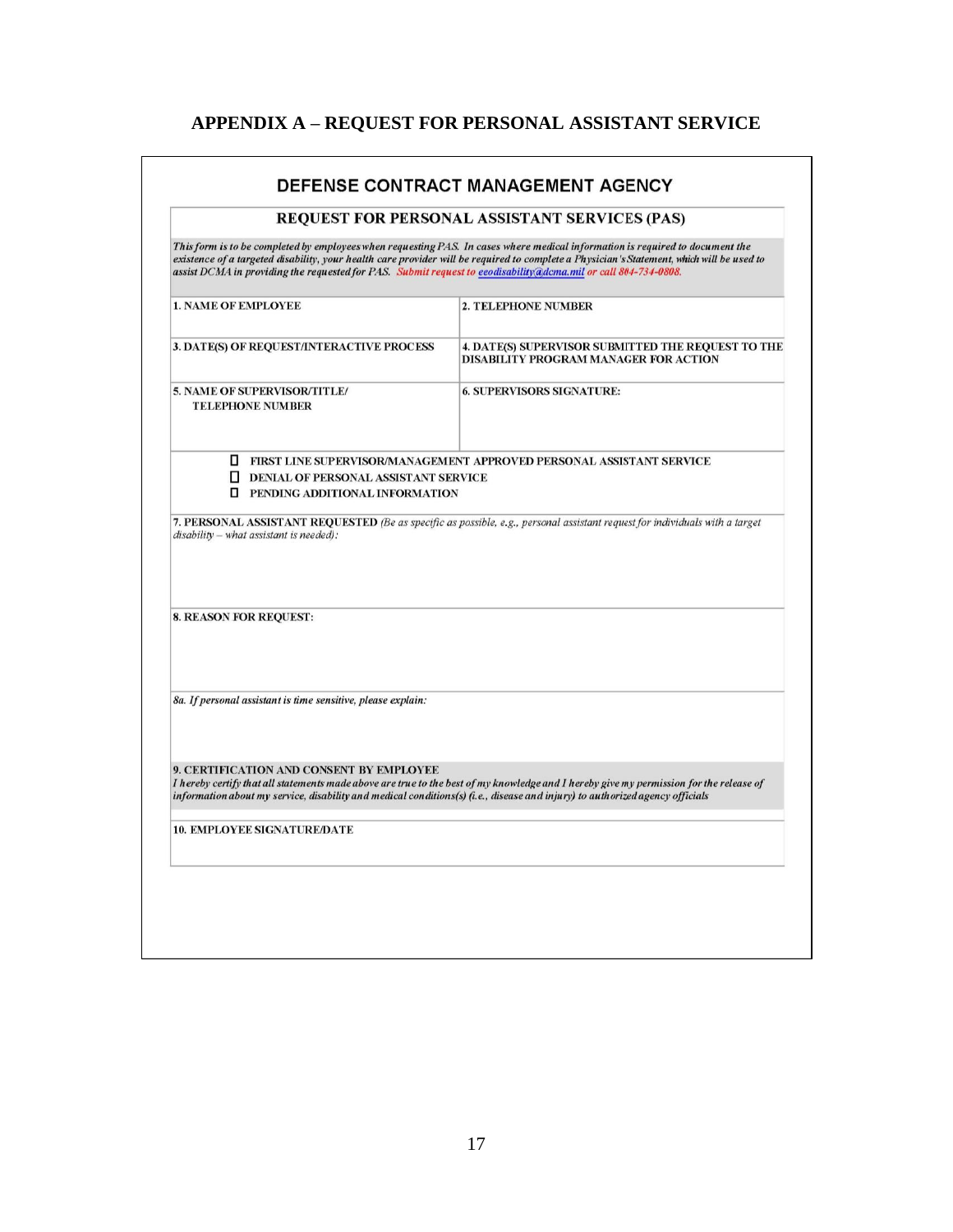## APPENDIX A – REQUEST FOR PERSONAL ASSISTANT SERVICE

### DEFENSE CONTRACT MANAGEMENT AGENCY

**REQUEST FOR PERSONAL ASSISTANT SERVICES (PAS)**

*This form is to be completed by employees when requesting PAS. In cases where medical information is required to document the existence of a targeted disability, your health care provider will be required to complete a Physician's Statement, which will be used to assist DCMA in providing the requested for PAS. Submit request to eeodisability@dcma.mil or call 804-734-0808.*

| | |
|---|---|
| 1. NAME OF EMPLOYEE | 2. TELEPHONE NUMBER |
| 3. DATE(S) OF REQUEST/INTERACTIVE PROCESS | 4. DATE(S) SUPERVISOR SUBMITTED THE REQUEST TO THE DISABILITY PROGRAM MANAGER FOR ACTION |
| 5. NAME OF SUPERVISOR/TITLE/ TELEPHONE NUMBER | 6. SUPERVISORS SIGNATURE: |

- ☐ FIRST LINE SUPERVISOR/MANAGEMENT APPROVED PERSONAL ASSISTANT SERVICE
- ☐ DENIAL OF PERSONAL ASSISTANT SERVICE
- ☐ PENDING ADDITIONAL INFORMATION

**7. PERSONAL ASSISTANT REQUESTED** *(Be as specific as possible, e.g., personal assistant request for individuals with a target disability – what assistant is needed):*

**8. REASON FOR REQUEST:**

*8a. If personal assistant is time sensitive, please explain:*

**9. CERTIFICATION AND CONSENT BY EMPLOYEE**
*I hereby certify that all statements made above are true to the best of my knowledge and I hereby give my permission for the release of information about my service, disability and medical conditions(s) (i.e., disease and injury) to authorized agency officials*

**10. EMPLOYEE SIGNATURE/DATE**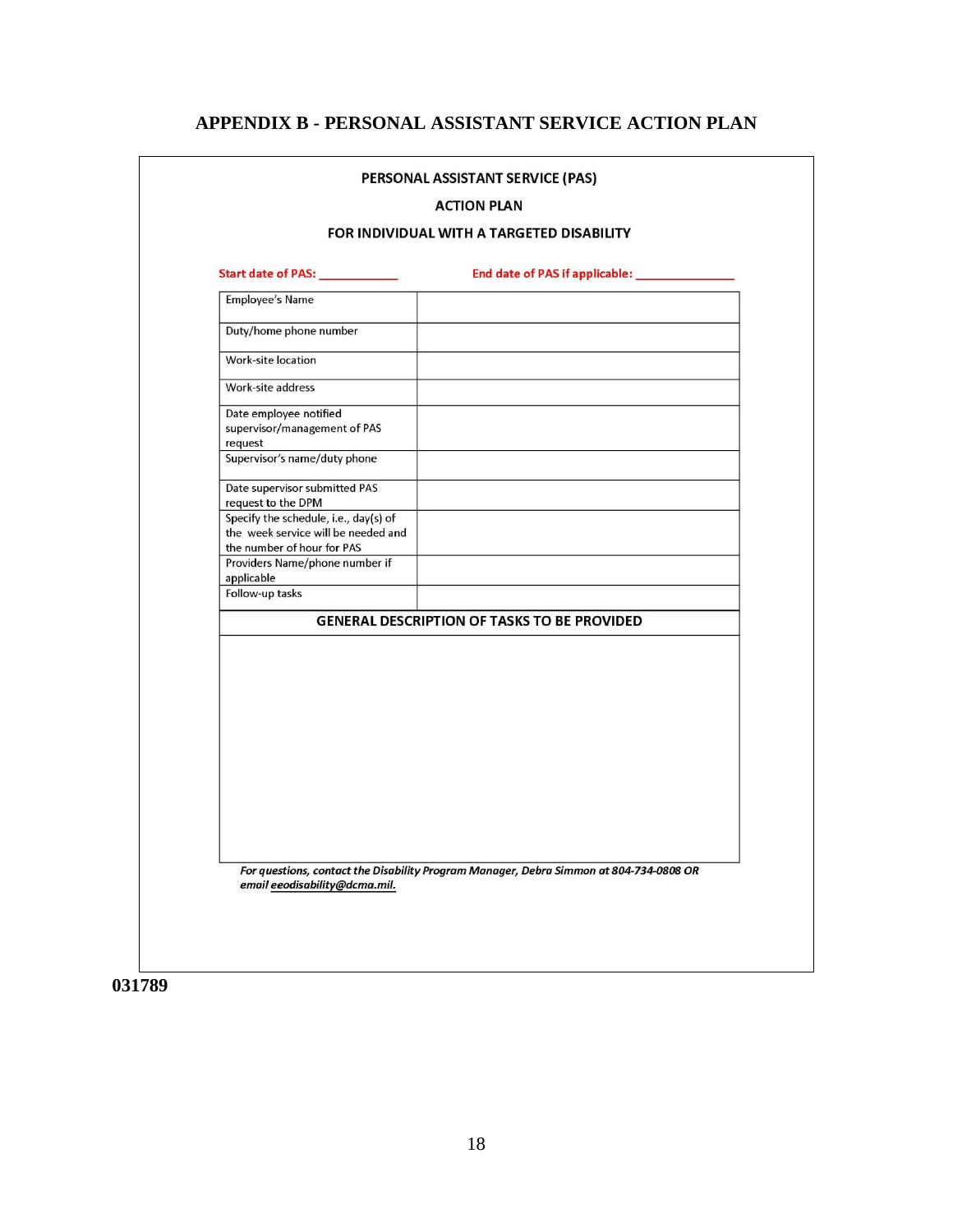# APPENDIX B - PERSONAL ASSISTANT SERVICE ACTION PLAN

**PERSONAL ASSISTANT SERVICE (PAS)**

**ACTION PLAN**

**FOR INDIVIDUAL WITH A TARGETED DISABILITY**

**Start date of PAS: ___________** **End date of PAS if applicable: ______________**

| Employee's Name | |
|---|---|
| Duty/home phone number | |
| Work-site location | |
| Work-site address | |
| Date employee notified supervisor/management of PAS request | |
| Supervisor's name/duty phone | |
| Date supervisor submitted PAS request to the DPM | |
| Specify the schedule, i.e., day(s) of the week service will be needed and the number of hour for PAS | |
| Providers Name/phone number if applicable | |
| Follow-up tasks | |

| GENERAL DESCRIPTION OF TASKS TO BE PROVIDED |
|---|
| |

*For questions, contact the Disability Program Manager, Debra Simmon at 804-734-0808 OR email eeodisability@dcma.mil.*

**031789**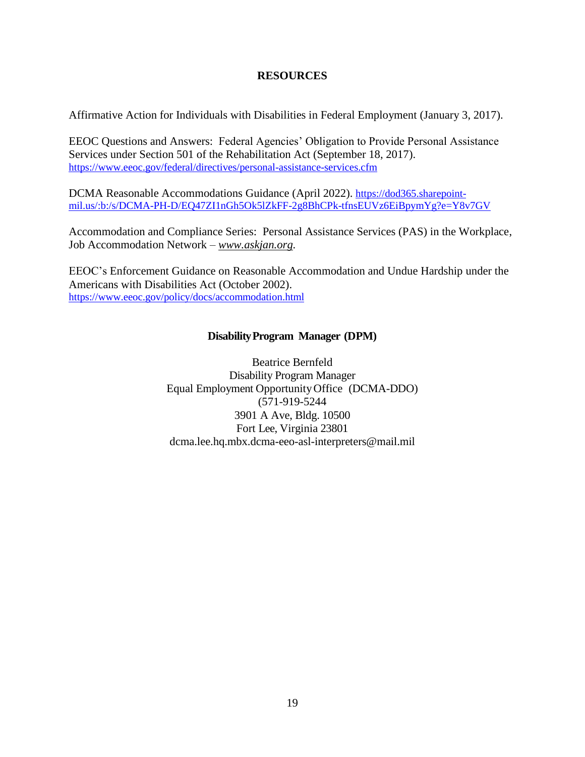## RESOURCES

Affirmative Action for Individuals with Disabilities in Federal Employment (January 3, 2017).

EEOC Questions and Answers: Federal Agencies' Obligation to Provide Personal Assistance Services under Section 501 of the Rehabilitation Act (September 18, 2017). https://www.eeoc.gov/federal/directives/personal-assistance-services.cfm

DCMA Reasonable Accommodations Guidance (April 2022). https://dod365.sharepoint-mil.us/:b:/s/DCMA-PH-D/EQ47ZI1nGh5Ok5lZkFF-2g8BhCPk-tfnsEUVz6EiBpymYg?e=Y8v7GV

Accommodation and Compliance Series: Personal Assistance Services (PAS) in the Workplace, Job Accommodation Network – ***www.askjan.org***.

EEOC's Enforcement Guidance on Reasonable Accommodation and Undue Hardship under the Americans with Disabilities Act (October 2002). https://www.eeoc.gov/policy/docs/accommodation.html

**Disability Program Manager (DPM)**

Beatrice Bernfeld
Disability Program Manager
Equal Employment Opportunity Office (DCMA-DDO)
(571-919-5244
3901 A Ave, Bldg. 10500
Fort Lee, Virginia 23801
dcma.lee.hq.mbx.dcma-eeo-asl-interpreters@mail.mil